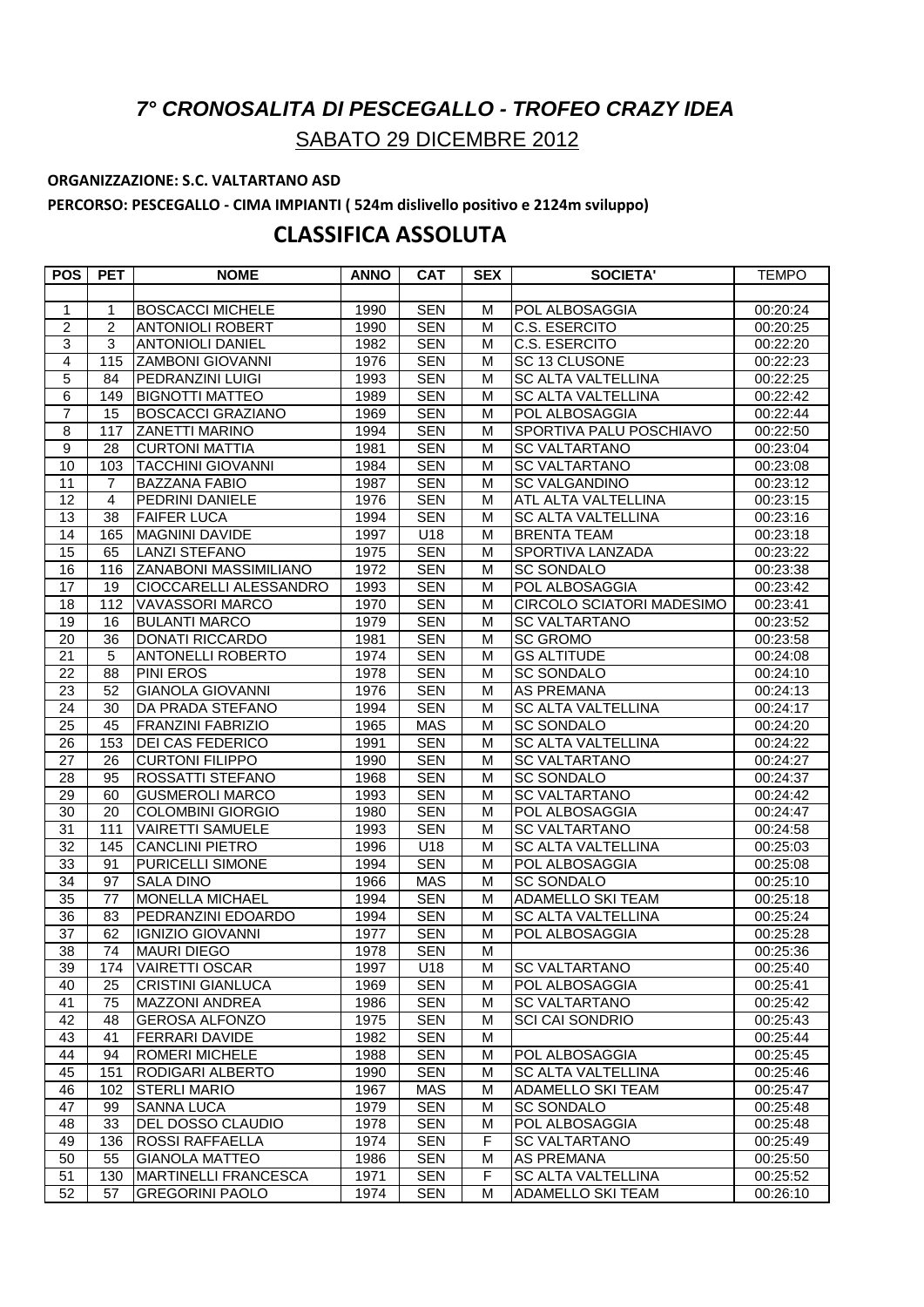## *7° CRONOSALITA DI PESCEGALLO - TROFEO CRAZY IDEA*

SABATO 29 DICEMBRE 2012

**ORGANIZZAZIONE: S.C. VALTARTANO ASD**

**PERCORSO: PESCEGALLO - CIMA IMPIANTI ( 524m dislivello positivo e 2124m sviluppo)**

# CLASSIFICA ASSOLUTA

| POS | PET | NOME | ANNO | CAT | SEX | SOCIETA' | TEMPO |
|---|---|---|---|---|---|---|---|
| 1 | 1 | BOSCACCI MICHELE | 1990 | SEN | M | POL ALBOSAGGIA | 00:20:24 |
| 2 | 2 | ANTONIOLI ROBERT | 1990 | SEN | M | C.S. ESERCITO | 00:20:25 |
| 3 | 3 | ANTONIOLI DANIEL | 1982 | SEN | M | C.S. ESERCITO | 00:22:20 |
| 4 | 115 | ZAMBONI GIOVANNI | 1976 | SEN | M | SC 13 CLUSONE | 00:22:23 |
| 5 | 84 | PEDRANZINI LUIGI | 1993 | SEN | M | SC ALTA VALTELLINA | 00:22:25 |
| 6 | 149 | BIGNOTTI MATTEO | 1989 | SEN | M | SC ALTA VALTELLINA | 00:22:42 |
| 7 | 15 | BOSCACCI GRAZIANO | 1969 | SEN | M | POL ALBOSAGGIA | 00:22:44 |
| 8 | 117 | ZANETTI MARINO | 1994 | SEN | M | SPORTIVA PALU POSCHIAVO | 00:22:50 |
| 9 | 28 | CURTONI MATTIA | 1981 | SEN | M | SC VALTARTANO | 00:23:04 |
| 10 | 103 | TACCHINI GIOVANNI | 1984 | SEN | M | SC VALTARTANO | 00:23:08 |
| 11 | 7 | BAZZANA FABIO | 1987 | SEN | M | SC VALGANDINO | 00:23:12 |
| 12 | 4 | PEDRINI DANIELE | 1976 | SEN | M | ATL ALTA VALTELLINA | 00:23:15 |
| 13 | 38 | FAIFER LUCA | 1994 | SEN | M | SC ALTA VALTELLINA | 00:23:16 |
| 14 | 165 | MAGNINI DAVIDE | 1997 | U18 | M | BRENTA TEAM | 00:23:18 |
| 15 | 65 | LANZI STEFANO | 1975 | SEN | M | SPORTIVA LANZADA | 00:23:22 |
| 16 | 116 | ZANABONI MASSIMILIANO | 1972 | SEN | M | SC SONDALO | 00:23:38 |
| 17 | 19 | CIOCCARELLI ALESSANDRO | 1993 | SEN | M | POL ALBOSAGGIA | 00:23:42 |
| 18 | 112 | VAVASSORI MARCO | 1970 | SEN | M | CIRCOLO SCIATORI MADESIMO | 00:23:41 |
| 19 | 16 | BULANTI MARCO | 1979 | SEN | M | SC VALTARTANO | 00:23:52 |
| 20 | 36 | DONATI RICCARDO | 1981 | SEN | M | SC GROMO | 00:23:58 |
| 21 | 5 | ANTONELLI ROBERTO | 1974 | SEN | M | GS ALTITUDE | 00:24:08 |
| 22 | 88 | PINI EROS | 1978 | SEN | M | SC SONDALO | 00:24:10 |
| 23 | 52 | GIANOLA GIOVANNI | 1976 | SEN | M | AS PREMANA | 00:24:13 |
| 24 | 30 | DA PRADA STEFANO | 1994 | SEN | M | SC ALTA VALTELLINA | 00:24:17 |
| 25 | 45 | FRANZINI FABRIZIO | 1965 | MAS | M | SC SONDALO | 00:24:20 |
| 26 | 153 | DEI CAS FEDERICO | 1991 | SEN | M | SC ALTA VALTELLINA | 00:24:22 |
| 27 | 26 | CURTONI FILIPPO | 1990 | SEN | M | SC VALTARTANO | 00:24:27 |
| 28 | 95 | ROSSATTI STEFANO | 1968 | SEN | M | SC SONDALO | 00:24:37 |
| 29 | 60 | GUSMEROLI MARCO | 1993 | SEN | M | SC VALTARTANO | 00:24:42 |
| 30 | 20 | COLOMBINI GIORGIO | 1980 | SEN | M | POL ALBOSAGGIA | 00:24:47 |
| 31 | 111 | VAIRETTI SAMUELE | 1993 | SEN | M | SC VALTARTANO | 00:24:58 |
| 32 | 145 | CANCLINI PIETRO | 1996 | U18 | M | SC ALTA VALTELLINA | 00:25:03 |
| 33 | 91 | PURICELLI SIMONE | 1994 | SEN | M | POL ALBOSAGGIA | 00:25:08 |
| 34 | 97 | SALA DINO | 1966 | MAS | M | SC SONDALO | 00:25:10 |
| 35 | 77 | MONELLA MICHAEL | 1994 | SEN | M | ADAMELLO SKI TEAM | 00:25:18 |
| 36 | 83 | PEDRANZINI EDOARDO | 1994 | SEN | M | SC ALTA VALTELLINA | 00:25:24 |
| 37 | 62 | IGNIZIO GIOVANNI | 1977 | SEN | M | POL ALBOSAGGIA | 00:25:28 |
| 38 | 74 | MAURI DIEGO | 1978 | SEN | M | | 00:25:36 |
| 39 | 174 | VAIRETTI OSCAR | 1997 | U18 | M | SC VALTARTANO | 00:25:40 |
| 40 | 25 | CRISTINI GIANLUCA | 1969 | SEN | M | POL ALBOSAGGIA | 00:25:41 |
| 41 | 75 | MAZZONI ANDREA | 1986 | SEN | M | SC VALTARTANO | 00:25:42 |
| 42 | 48 | GEROSA ALFONZO | 1975 | SEN | M | SCI CAI SONDRIO | 00:25:43 |
| 43 | 41 | FERRARI DAVIDE | 1982 | SEN | M | | 00:25:44 |
| 44 | 94 | ROMERI MICHELE | 1988 | SEN | M | POL ALBOSAGGIA | 00:25:45 |
| 45 | 151 | RODIGARI ALBERTO | 1990 | SEN | M | SC ALTA VALTELLINA | 00:25:46 |
| 46 | 102 | STERLI MARIO | 1967 | MAS | M | ADAMELLO SKI TEAM | 00:25:47 |
| 47 | 99 | SANNA LUCA | 1979 | SEN | M | SC SONDALO | 00:25:48 |
| 48 | 33 | DEL DOSSO CLAUDIO | 1978 | SEN | M | POL ALBOSAGGIA | 00:25:48 |
| 49 | 136 | ROSSI RAFFAELLA | 1974 | SEN | F | SC VALTARTANO | 00:25:49 |
| 50 | 55 | GIANOLA MATTEO | 1986 | SEN | M | AS PREMANA | 00:25:50 |
| 51 | 130 | MARTINELLI FRANCESCA | 1971 | SEN | F | SC ALTA VALTELLINA | 00:25:52 |
| 52 | 57 | GREGORINI PAOLO | 1974 | SEN | M | ADAMELLO SKI TEAM | 00:26:10 |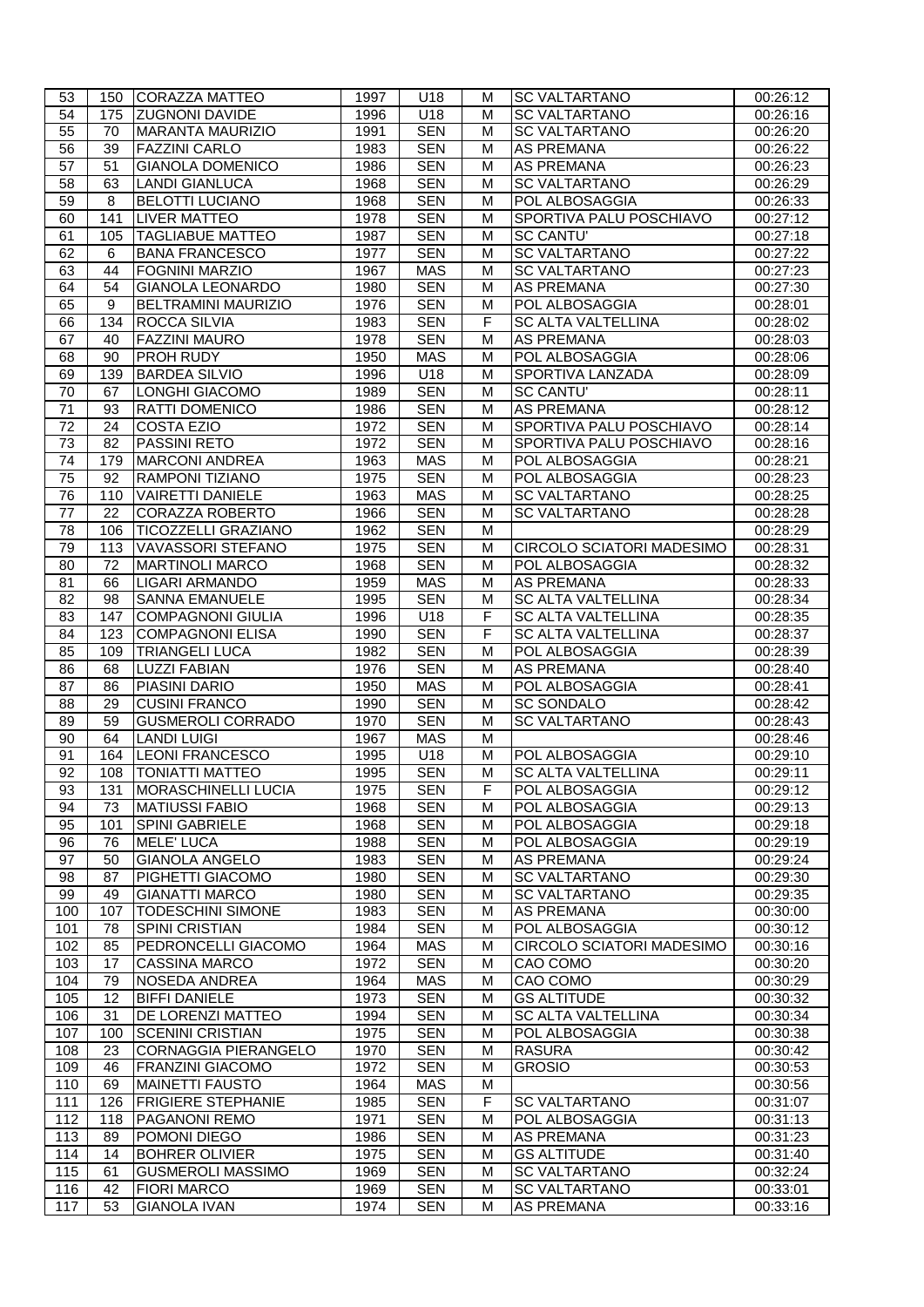| 53 | 150 | CORAZZA MATTEO | 1997 | U18 | M | SC VALTARTANO | 00:26:12 |
|---|---|---|---|---|---|---|---|
| 54 | 175 | ZUGNONI DAVIDE | 1996 | U18 | M | SC VALTARTANO | 00:26:16 |
| 55 | 70 | MARANTA MAURIZIO | 1991 | SEN | M | SC VALTARTANO | 00:26:20 |
| 56 | 39 | FAZZINI CARLO | 1983 | SEN | M | AS PREMANA | 00:26:22 |
| 57 | 51 | GIANOLA DOMENICO | 1986 | SEN | M | AS PREMANA | 00:26:23 |
| 58 | 63 | LANDI GIANLUCA | 1968 | SEN | M | SC VALTARTANO | 00:26:29 |
| 59 | 8 | BELOTTI LUCIANO | 1968 | SEN | M | POL ALBOSAGGIA | 00:26:33 |
| 60 | 141 | LIVER MATTEO | 1978 | SEN | M | SPORTIVA PALU POSCHIAVO | 00:27:12 |
| 61 | 105 | TAGLIABUE MATTEO | 1987 | SEN | M | SC CANTU' | 00:27:18 |
| 62 | 6 | BANA FRANCESCO | 1977 | SEN | M | SC VALTARTANO | 00:27:22 |
| 63 | 44 | FOGNINI MARZIO | 1967 | MAS | M | SC VALTARTANO | 00:27:23 |
| 64 | 54 | GIANOLA LEONARDO | 1980 | SEN | M | AS PREMANA | 00:27:30 |
| 65 | 9 | BELTRAMINI MAURIZIO | 1976 | SEN | M | POL ALBOSAGGIA | 00:28:01 |
| 66 | 134 | ROCCA SILVIA | 1983 | SEN | F | SC ALTA VALTELLINA | 00:28:02 |
| 67 | 40 | FAZZINI MAURO | 1978 | SEN | M | AS PREMANA | 00:28:03 |
| 68 | 90 | PROH RUDY | 1950 | MAS | M | POL ALBOSAGGIA | 00:28:06 |
| 69 | 139 | BARDEA SILVIO | 1996 | U18 | M | SPORTIVA LANZADA | 00:28:09 |
| 70 | 67 | LONGHI GIACOMO | 1989 | SEN | M | SC CANTU' | 00:28:11 |
| 71 | 93 | RATTI DOMENICO | 1986 | SEN | M | AS PREMANA | 00:28:12 |
| 72 | 24 | COSTA EZIO | 1972 | SEN | M | SPORTIVA PALU POSCHIAVO | 00:28:14 |
| 73 | 82 | PASSINI RETO | 1972 | SEN | M | SPORTIVA PALU POSCHIAVO | 00:28:16 |
| 74 | 179 | MARCONI ANDREA | 1963 | MAS | M | POL ALBOSAGGIA | 00:28:21 |
| 75 | 92 | RAMPONI TIZIANO | 1975 | SEN | M | POL ALBOSAGGIA | 00:28:23 |
| 76 | 110 | VAIRETTI DANIELE | 1963 | MAS | M | SC VALTARTANO | 00:28:25 |
| 77 | 22 | CORAZZA ROBERTO | 1966 | SEN | M | SC VALTARTANO | 00:28:28 |
| 78 | 106 | TICOZZELLI GRAZIANO | 1962 | SEN | M | | 00:28:29 |
| 79 | 113 | VAVASSORI STEFANO | 1975 | SEN | M | CIRCOLO SCIATORI MADESIMO | 00:28:31 |
| 80 | 72 | MARTINOLI MARCO | 1968 | SEN | M | POL ALBOSAGGIA | 00:28:32 |
| 81 | 66 | LIGARI ARMANDO | 1959 | MAS | M | AS PREMANA | 00:28:33 |
| 82 | 98 | SANNA EMANUELE | 1995 | SEN | M | SC ALTA VALTELLINA | 00:28:34 |
| 83 | 147 | COMPAGNONI GIULIA | 1996 | U18 | F | SC ALTA VALTELLINA | 00:28:35 |
| 84 | 123 | COMPAGNONI ELISA | 1990 | SEN | F | SC ALTA VALTELLINA | 00:28:37 |
| 85 | 109 | TRIANGELI LUCA | 1982 | SEN | M | POL ALBOSAGGIA | 00:28:39 |
| 86 | 68 | LUZZI FABIAN | 1976 | SEN | M | AS PREMANA | 00:28:40 |
| 87 | 86 | PIASINI DARIO | 1950 | MAS | M | POL ALBOSAGGIA | 00:28:41 |
| 88 | 29 | CUSINI FRANCO | 1990 | SEN | M | SC SONDALO | 00:28:42 |
| 89 | 59 | GUSMEROLI CORRADO | 1970 | SEN | M | SC VALTARTANO | 00:28:43 |
| 90 | 64 | LANDI LUIGI | 1967 | MAS | M | | 00:28:46 |
| 91 | 164 | LEONI FRANCESCO | 1995 | U18 | M | POL ALBOSAGGIA | 00:29:10 |
| 92 | 108 | TONIATTI MATTEO | 1995 | SEN | M | SC ALTA VALTELLINA | 00:29:11 |
| 93 | 131 | MORASCHINELLI LUCIA | 1975 | SEN | F | POL ALBOSAGGIA | 00:29:12 |
| 94 | 73 | MATIUSSI FABIO | 1968 | SEN | M | POL ALBOSAGGIA | 00:29:13 |
| 95 | 101 | SPINI GABRIELE | 1968 | SEN | M | POL ALBOSAGGIA | 00:29:18 |
| 96 | 76 | MELE' LUCA | 1988 | SEN | M | POL ALBOSAGGIA | 00:29:19 |
| 97 | 50 | GIANOLA ANGELO | 1983 | SEN | M | AS PREMANA | 00:29:24 |
| 98 | 87 | PIGHETTI GIACOMO | 1980 | SEN | M | SC VALTARTANO | 00:29:30 |
| 99 | 49 | GIANATTI MARCO | 1980 | SEN | M | SC VALTARTANO | 00:29:35 |
| 100 | 107 | TODESCHINI SIMONE | 1983 | SEN | M | AS PREMANA | 00:30:00 |
| 101 | 78 | SPINI CRISTIAN | 1984 | SEN | M | POL ALBOSAGGIA | 00:30:12 |
| 102 | 85 | PEDRONCELLI GIACOMO | 1964 | MAS | M | CIRCOLO SCIATORI MADESIMO | 00:30:16 |
| 103 | 17 | CASSINA MARCO | 1972 | SEN | M | CAO COMO | 00:30:20 |
| 104 | 79 | NOSEDA ANDREA | 1964 | MAS | M | CAO COMO | 00:30:29 |
| 105 | 12 | BIFFI DANIELE | 1973 | SEN | M | GS ALTITUDE | 00:30:32 |
| 106 | 31 | DE LORENZI MATTEO | 1994 | SEN | M | SC ALTA VALTELLINA | 00:30:34 |
| 107 | 100 | SCENINI CRISTIAN | 1975 | SEN | M | POL ALBOSAGGIA | 00:30:38 |
| 108 | 23 | CORNAGGIA PIERANGELO | 1970 | SEN | M | RASURA | 00:30:42 |
| 109 | 46 | FRANZINI GIACOMO | 1972 | SEN | M | GROSIO | 00:30:53 |
| 110 | 69 | MAINETTI FAUSTO | 1964 | MAS | M | | 00:30:56 |
| 111 | 126 | FRIGIERE STEPHANIE | 1985 | SEN | F | SC VALTARTANO | 00:31:07 |
| 112 | 118 | PAGANONI REMO | 1971 | SEN | M | POL ALBOSAGGIA | 00:31:13 |
| 113 | 89 | POMONI DIEGO | 1986 | SEN | M | AS PREMANA | 00:31:23 |
| 114 | 14 | BOHRER OLIVIER | 1975 | SEN | M | GS ALTITUDE | 00:31:40 |
| 115 | 61 | GUSMEROLI MASSIMO | 1969 | SEN | M | SC VALTARTANO | 00:32:24 |
| 116 | 42 | FIORI MARCO | 1969 | SEN | M | SC VALTARTANO | 00:33:01 |
| 117 | 53 | GIANOLA IVAN | 1974 | SEN | M | AS PREMANA | 00:33:16 |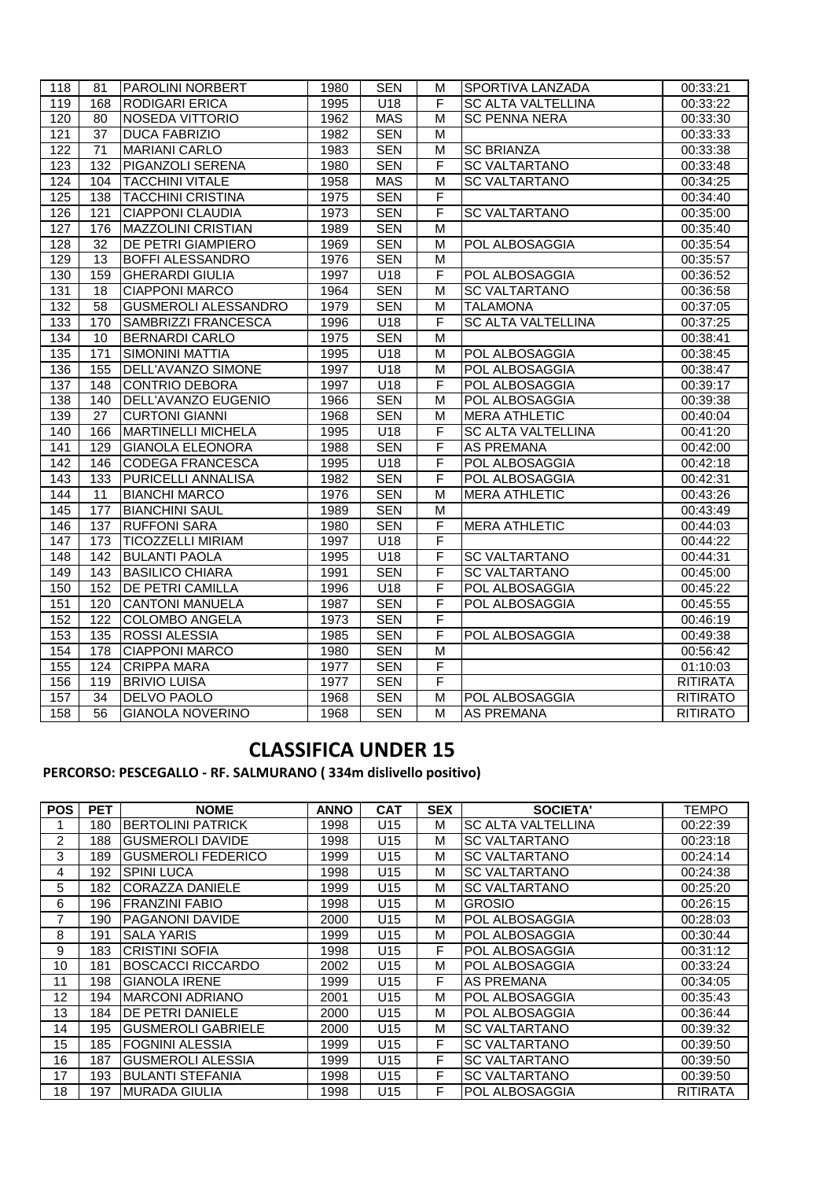| | | | | | | | | |
|---|---|---|---|---|---|---|---|---|
| 118 | 81 | PAROLINI NORBERT | 1980 | SEN | M | SPORTIVA LANZADA | 00:33:21 |
| 119 | 168 | RODIGARI ERICA | 1995 | U18 | F | SC ALTA VALTELLINA | 00:33:22 |
| 120 | 80 | NOSEDA VITTORIO | 1962 | MAS | M | SC PENNA NERA | 00:33:30 |
| 121 | 37 | DUCA FABRIZIO | 1982 | SEN | M | | 00:33:33 |
| 122 | 71 | MARIANI CARLO | 1983 | SEN | M | SC BRIANZA | 00:33:38 |
| 123 | 132 | PIGANZOLI SERENA | 1980 | SEN | F | SC VALTARTANO | 00:33:48 |
| 124 | 104 | TACCHINI VITALE | 1958 | MAS | M | SC VALTARTANO | 00:34:25 |
| 125 | 138 | TACCHINI CRISTINA | 1975 | SEN | F | | 00:34:40 |
| 126 | 121 | CIAPPONI CLAUDIA | 1973 | SEN | F | SC VALTARTANO | 00:35:00 |
| 127 | 176 | MAZZOLINI CRISTIAN | 1989 | SEN | M | | 00:35:40 |
| 128 | 32 | DE PETRI GIAMPIERO | 1969 | SEN | M | POL ALBOSAGGIA | 00:35:54 |
| 129 | 13 | BOFFI ALESSANDRO | 1976 | SEN | M | | 00:35:57 |
| 130 | 159 | GHERARDI GIULIA | 1997 | U18 | F | POL ALBOSAGGIA | 00:36:52 |
| 131 | 18 | CIAPPONI MARCO | 1964 | SEN | M | SC VALTARTANO | 00:36:58 |
| 132 | 58 | GUSMEROLI ALESSANDRO | 1979 | SEN | M | TALAMONA | 00:37:05 |
| 133 | 170 | SAMBRIZZI FRANCESCA | 1996 | U18 | F | SC ALTA VALTELLINA | 00:37:25 |
| 134 | 10 | BERNARDI CARLO | 1975 | SEN | M | | 00:38:41 |
| 135 | 171 | SIMONINI MATTIA | 1995 | U18 | M | POL ALBOSAGGIA | 00:38:45 |
| 136 | 155 | DELL'AVANZO SIMONE | 1997 | U18 | M | POL ALBOSAGGIA | 00:38:47 |
| 137 | 148 | CONTRIO DEBORA | 1997 | U18 | F | POL ALBOSAGGIA | 00:39:17 |
| 138 | 140 | DELL'AVANZO EUGENIO | 1966 | SEN | M | POL ALBOSAGGIA | 00:39:38 |
| 139 | 27 | CURTONI GIANNI | 1968 | SEN | M | MERA ATHLETIC | 00:40:04 |
| 140 | 166 | MARTINELLI MICHELA | 1995 | U18 | F | SC ALTA VALTELLINA | 00:41:20 |
| 141 | 129 | GIANOLA ELEONORA | 1988 | SEN | F | AS PREMANA | 00:42:00 |
| 142 | 146 | CODEGA FRANCESCA | 1995 | U18 | F | POL ALBOSAGGIA | 00:42:18 |
| 143 | 133 | PURICELLI ANNALISA | 1982 | SEN | F | POL ALBOSAGGIA | 00:42:31 |
| 144 | 11 | BIANCHI MARCO | 1976 | SEN | M | MERA ATHLETIC | 00:43:26 |
| 145 | 177 | BIANCHINI SAUL | 1989 | SEN | M | | 00:43:49 |
| 146 | 137 | RUFFONI SARA | 1980 | SEN | F | MERA ATHLETIC | 00:44:03 |
| 147 | 173 | TICOZZELLI MIRIAM | 1997 | U18 | F | | 00:44:22 |
| 148 | 142 | BULANTI PAOLA | 1995 | U18 | F | SC VALTARTANO | 00:44:31 |
| 149 | 143 | BASILICO CHIARA | 1991 | SEN | F | SC VALTARTANO | 00:45:00 |
| 150 | 152 | DE PETRI CAMILLA | 1996 | U18 | F | POL ALBOSAGGIA | 00:45:22 |
| 151 | 120 | CANTONI MANUELA | 1987 | SEN | F | POL ALBOSAGGIA | 00:45:55 |
| 152 | 122 | COLOMBO ANGELA | 1973 | SEN | F | | 00:46:19 |
| 153 | 135 | ROSSI ALESSIA | 1985 | SEN | F | POL ALBOSAGGIA | 00:49:38 |
| 154 | 178 | CIAPPONI MARCO | 1980 | SEN | M | | 00:56:42 |
| 155 | 124 | CRIPPA MARA | 1977 | SEN | F | | 01:10:03 |
| 156 | 119 | BRIVIO LUISA | 1977 | SEN | F | | RITIRATA |
| 157 | 34 | DELVO PAOLO | 1968 | SEN | M | POL ALBOSAGGIA | RITIRATO |
| 158 | 56 | GIANOLA NOVERINO | 1968 | SEN | M | AS PREMANA | RITIRATO |

# CLASSIFICA UNDER 15

**PERCORSO: PESCEGALLO - RF. SALMURANO ( 334m dislivello positivo)**

| POS | PET | NOME | ANNO | CAT | SEX | SOCIETA' | TEMPO |
|---|---|---|---|---|---|---|---|
| 1 | 180 | BERTOLINI PATRICK | 1998 | U15 | M | SC ALTA VALTELLINA | 00:22:39 |
| 2 | 188 | GUSMEROLI DAVIDE | 1998 | U15 | M | SC VALTARTANO | 00:23:18 |
| 3 | 189 | GUSMEROLI FEDERICO | 1999 | U15 | M | SC VALTARTANO | 00:24:14 |
| 4 | 192 | SPINI LUCA | 1998 | U15 | M | SC VALTARTANO | 00:24:38 |
| 5 | 182 | CORAZZA DANIELE | 1999 | U15 | M | SC VALTARTANO | 00:25:20 |
| 6 | 196 | FRANZINI FABIO | 1998 | U15 | M | GROSIO | 00:26:15 |
| 7 | 190 | PAGANONI DAVIDE | 2000 | U15 | M | POL ALBOSAGGIA | 00:28:03 |
| 8 | 191 | SALA YARIS | 1999 | U15 | M | POL ALBOSAGGIA | 00:30:44 |
| 9 | 183 | CRISTINI SOFIA | 1998 | U15 | F | POL ALBOSAGGIA | 00:31:12 |
| 10 | 181 | BOSCACCI RICCARDO | 2002 | U15 | M | POL ALBOSAGGIA | 00:33:24 |
| 11 | 198 | GIANOLA IRENE | 1999 | U15 | F | AS PREMANA | 00:34:05 |
| 12 | 194 | MARCONI ADRIANO | 2001 | U15 | M | POL ALBOSAGGIA | 00:35:43 |
| 13 | 184 | DE PETRI DANIELE | 2000 | U15 | M | POL ALBOSAGGIA | 00:36:44 |
| 14 | 195 | GUSMEROLI GABRIELE | 2000 | U15 | M | SC VALTARTANO | 00:39:32 |
| 15 | 185 | FOGNINI ALESSIA | 1999 | U15 | F | SC VALTARTANO | 00:39:50 |
| 16 | 187 | GUSMEROLI ALESSIA | 1999 | U15 | F | SC VALTARTANO | 00:39:50 |
| 17 | 193 | BULANTI STEFANIA | 1998 | U15 | F | SC VALTARTANO | 00:39:50 |
| 18 | 197 | MURADA GIULIA | 1998 | U15 | F | POL ALBOSAGGIA | RITIRATA |